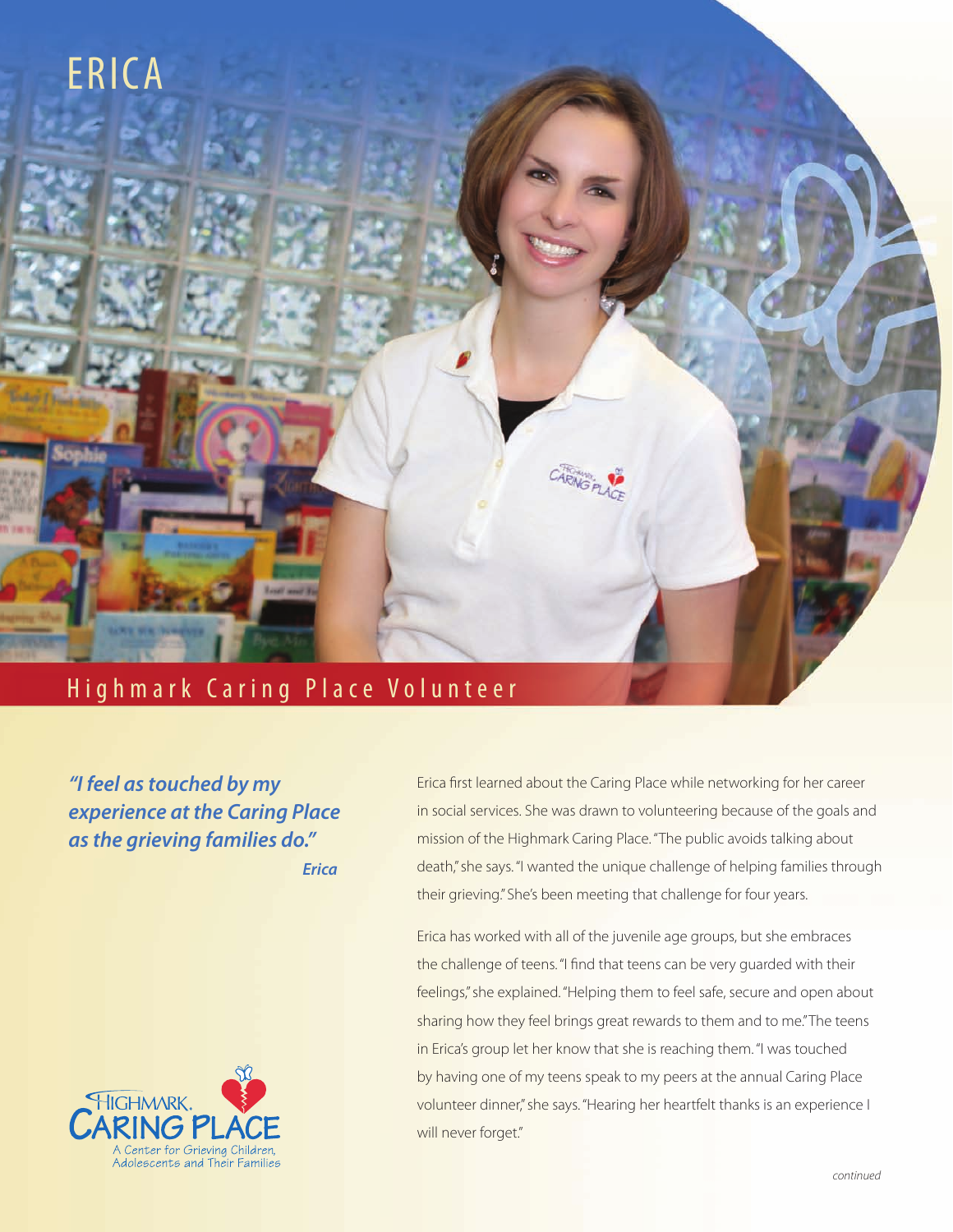# ERICA

## Highmark Caring Place Volunteer

***"I feel as touched by my experience at the Caring Place as the grieving families do."***
***Erica***

Erica first learned about the Caring Place while networking for her career in social services. She was drawn to volunteering because of the goals and mission of the Highmark Caring Place. "The public avoids talking about death," she says. "I wanted the unique challenge of helping families through their grieving." She's been meeting that challenge for four years.

Erica has worked with all of the juvenile age groups, but she embraces the challenge of teens. "I find that teens can be very guarded with their feelings," she explained. "Helping them to feel safe, secure and open about sharing how they feel brings great rewards to them and to me." The teens in Erica's group let her know that she is reaching them. "I was touched by having one of my teens speak to my peers at the annual Caring Place volunteer dinner," she says. "Hearing her heartfelt thanks is an experience I will never forget."

HIGHMARK. CARING PLACE
A Center for Grieving Children, Adolescents and Their Families

*continued*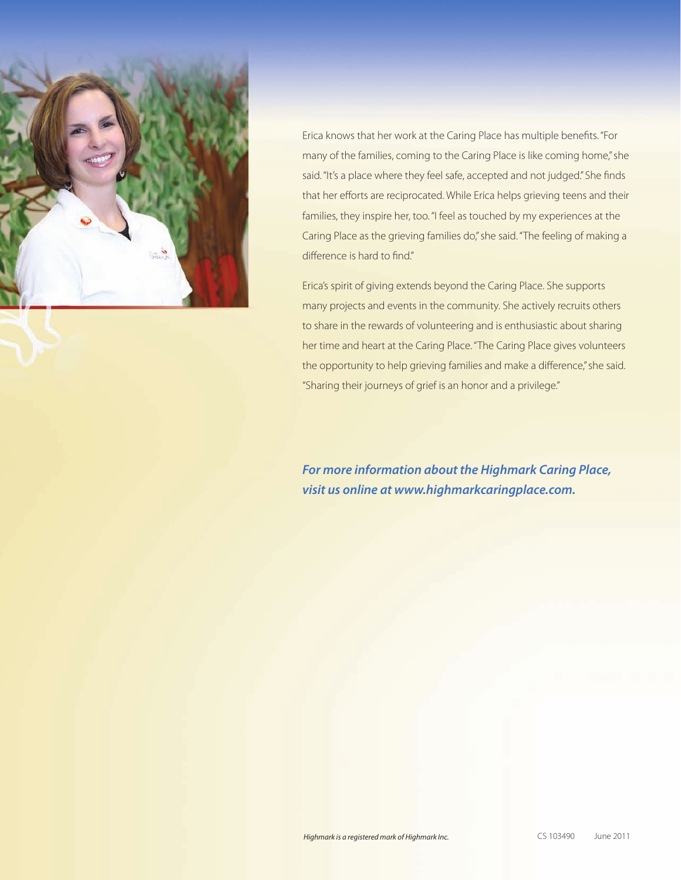Erica knows that her work at the Caring Place has multiple benefits. "For many of the families, coming to the Caring Place is like coming home," she said. "It's a place where they feel safe, accepted and not judged." She finds that her efforts are reciprocated. While Erica helps grieving teens and their families, they inspire her, too. "I feel as touched by my experiences at the Caring Place as the grieving families do," she said. "The feeling of making a difference is hard to find."

Erica's spirit of giving extends beyond the Caring Place. She supports many projects and events in the community. She actively recruits others to share in the rewards of volunteering and is enthusiastic about sharing her time and heart at the Caring Place. "The Caring Place gives volunteers the opportunity to help grieving families and make a difference," she said. "Sharing their journeys of grief is an honor and a privilege."

***For more information about the Highmark Caring Place, visit us online at www.highmarkcaringplace.com.***

*Highmark is a registered mark of Highmark Inc.*

CS 103490 June 2011